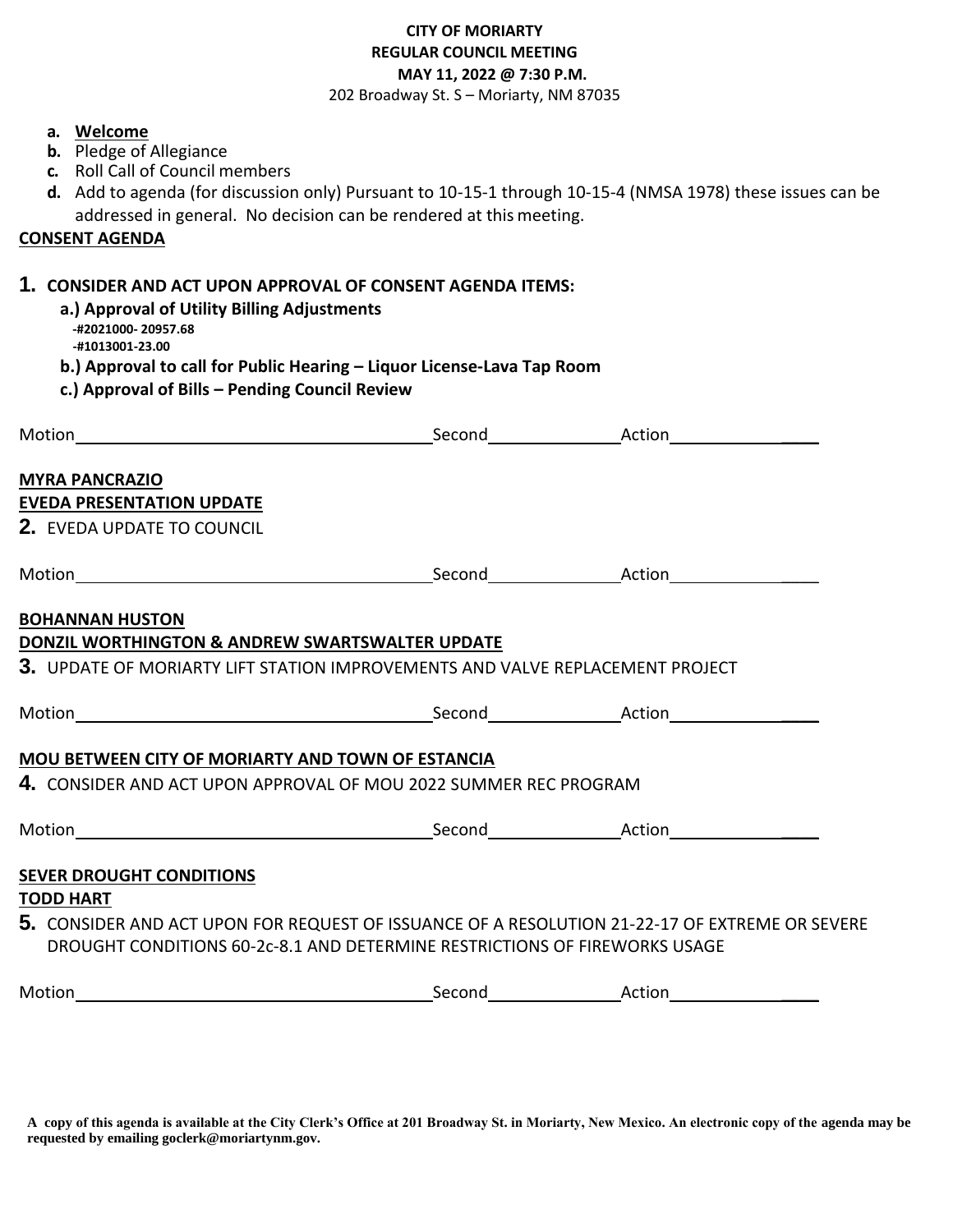**CITY OF MORIARTY**
**REGULAR COUNCIL MEETING**
**MAY 11, 2022 @ 7:30 P.M.**
202 Broadway St. S – Moriarty, NM 87035

a. **Welcome**
b. Pledge of Allegiance
c. Roll Call of Council members
d. Add to agenda (for discussion only) Pursuant to 10-15-1 through 10-15-4 (NMSA 1978) these issues can be addressed in general. No decision can be rendered at this meeting.

**CONSENT AGENDA**

**1. CONSIDER AND ACT UPON APPROVAL OF CONSENT AGENDA ITEMS:**

**a.) Approval of Utility Billing Adjustments**
**-#2021000- 20957.68**
**-#1013001-23.00**

**b.) Approval to call for Public Hearing – Liquor License-Lava Tap Room**

**c.) Approval of Bills – Pending Council Review**

Motion______________________ Second______________ Action______________

**MYRA PANCRAZIO**
**EVEDA PRESENTATION UPDATE**

**2.** EVEDA UPDATE TO COUNCIL

Motion______________________ Second______________ Action______________

**BOHANNAN HUSTON**
**DONZIL WORTHINGTON & ANDREW SWARTSWALTER UPDATE**

**3.** UPDATE OF MORIARTY LIFT STATION IMPROVEMENTS AND VALVE REPLACEMENT PROJECT

Motion______________________ Second______________ Action______________

**MOU BETWEEN CITY OF MORIARTY AND TOWN OF ESTANCIA**

**4.** CONSIDER AND ACT UPON APPROVAL OF MOU 2022 SUMMER REC PROGRAM

Motion______________________ Second______________ Action______________

**SEVER DROUGHT CONDITIONS**
**TODD HART**

**5.** CONSIDER AND ACT UPON FOR REQUEST OF ISSUANCE OF A RESOLUTION 21-22-17 OF EXTREME OR SEVERE DROUGHT CONDITIONS 60-2c-8.1 AND DETERMINE RESTRICTIONS OF FIREWORKS USAGE

Motion______________________ Second______________ Action______________

**A copy of this agenda is available at the City Clerk's Office at 201 Broadway St. in Moriarty, New Mexico. An electronic copy of the agenda may be requested by emailing goclerk@moriartynm.gov.**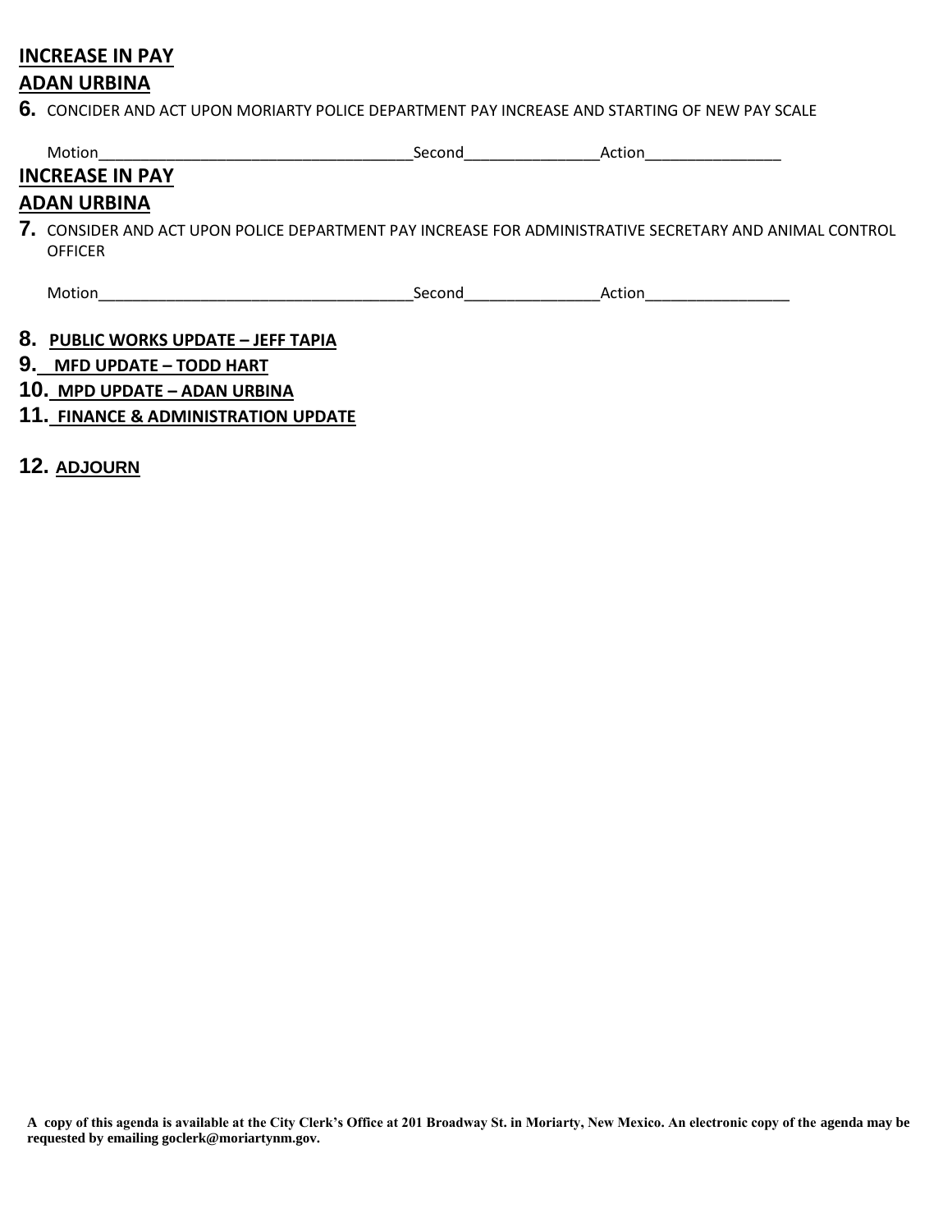**INCREASE IN PAY**

**ADAN URBINA**

**6.** CONCIDER AND ACT UPON MORIARTY POLICE DEPARTMENT PAY INCREASE AND STARTING OF NEW PAY SCALE

Motion____________________________________Second_______________Action________________

**INCREASE IN PAY**

**ADAN URBINA**

**7.** CONSIDER AND ACT UPON POLICE DEPARTMENT PAY INCREASE FOR ADMINISTRATIVE SECRETARY AND ANIMAL CONTROL OFFICER

Motion____________________________________Second_______________Action_________________

**8. PUBLIC WORKS UPDATE – JEFF TAPIA**

**9. MFD UPDATE – TODD HART**

**10. MPD UPDATE – ADAN URBINA**

**11. FINANCE & ADMINISTRATION UPDATE**

**12. ADJOURN**

**A copy of this agenda is available at the City Clerk's Office at 201 Broadway St. in Moriarty, New Mexico. An electronic copy of the agenda may be requested by emailing goclerk@moriartynm.gov.**